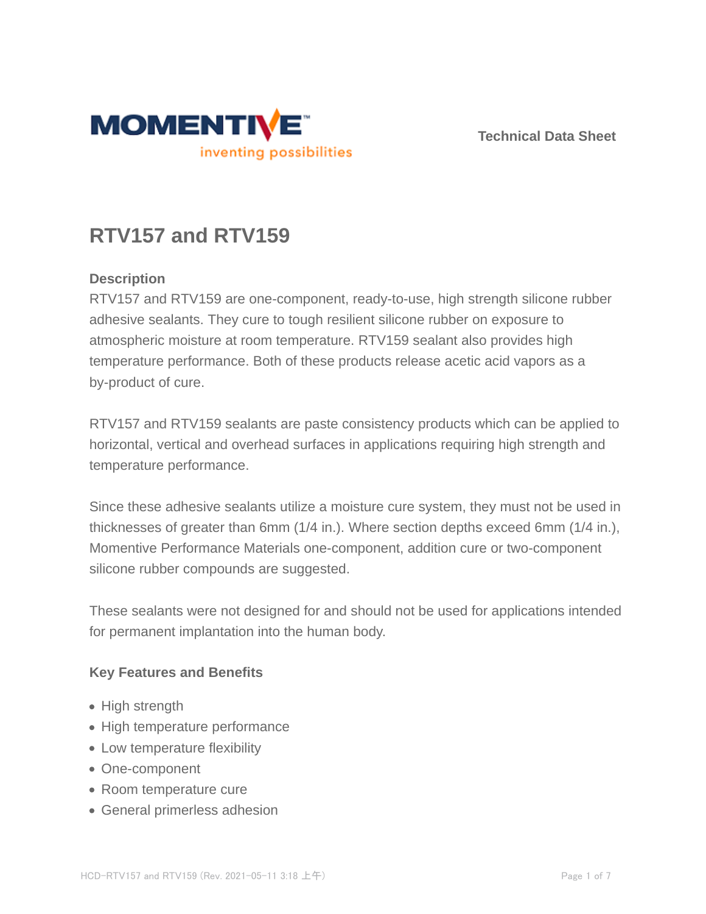MOMENTIVE

inventing possibilities

Technical Data Sheet

# RTV157 and RTV159

### Description

RTV157 and RTV159 are one-component, ready-to-use, high strength silicone rubber adhesive sealants. They cure to tough resilient silicone rubber on exposure to atmospheric moisture at room temperature. RTV159 sealant also provides high temperature performance. Both of these products release acetic acid vapors as a by-product of cure.

RTV157 and RTV159 sealants are paste consistency products which can be applied to horizontal, vertical and overhead surfaces in applications requiring high strength and temperature performance.

Since these adhesive sealants utilize a moisture cure system, they must not be used in thicknesses of greater than 6mm (1/4 in.). Where section depths exceed 6mm (1/4 in.), Momentive Performance Materials one-component, addition cure or two-component silicone rubber compounds are suggested.

These sealants were not designed for and should not be used for applications intended for permanent implantation into the human body.

### Key Features and Benefits

- High strength
- High temperature performance
- Low temperature flexibility
- One-component
- Room temperature cure
- General primerless adhesion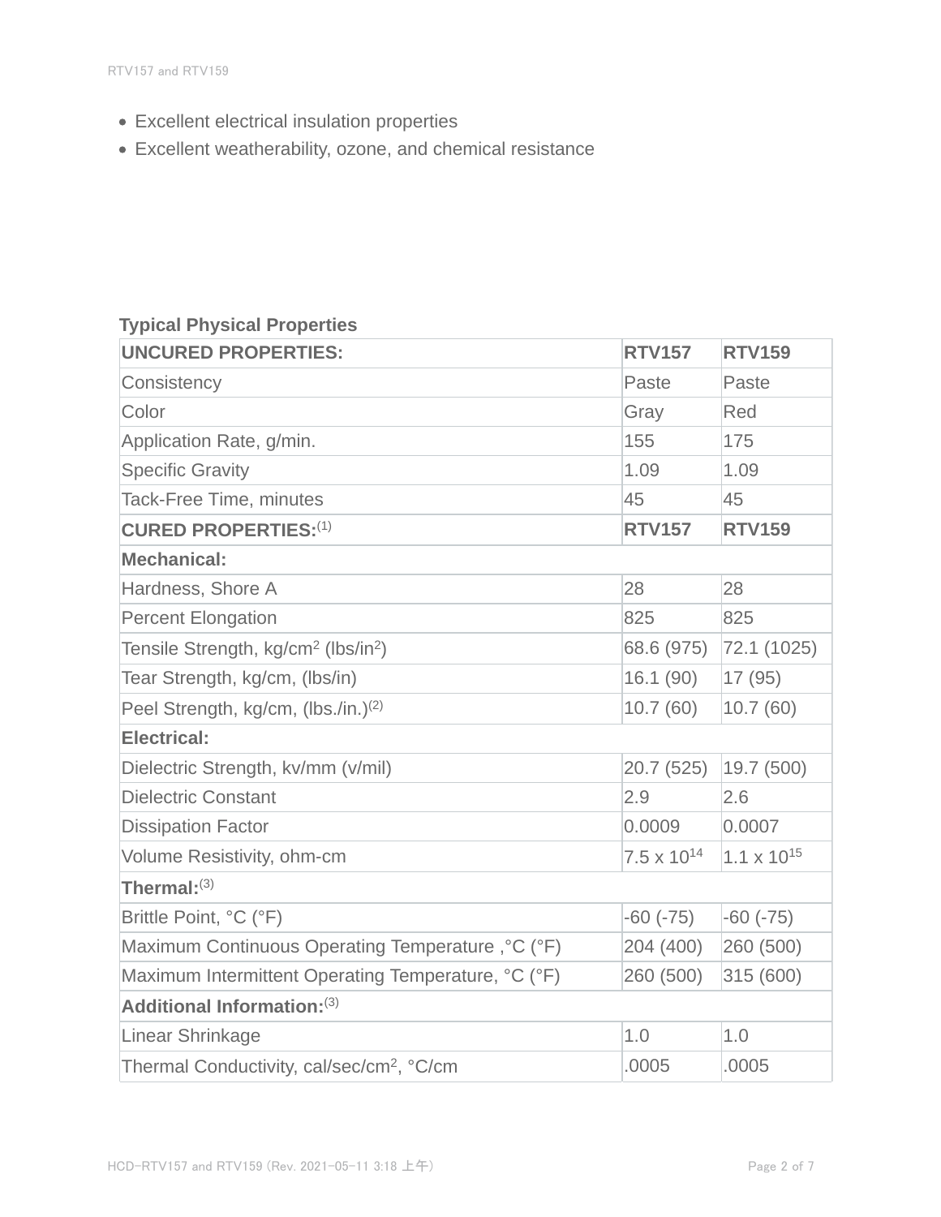- Excellent electrical insulation properties
- Excellent weatherability, ozone, and chemical resistance

**Typical Physical Properties**

| UNCURED PROPERTIES: | RTV157 | RTV159 |
|---|---|---|
| Consistency | Paste | Paste |
| Color | Gray | Red |
| Application Rate, g/min. | 155 | 175 |
| Specific Gravity | 1.09 | 1.09 |
| Tack-Free Time, minutes | 45 | 45 |
| **CURED PROPERTIES:**(1) | **RTV157** | **RTV159** |
| **Mechanical:** | | |
| Hardness, Shore A | 28 | 28 |
| Percent Elongation | 825 | 825 |
| Tensile Strength, $kg/cm^2$ ($lbs/in^2$) | 68.6 (975) | 72.1 (1025) |
| Tear Strength, kg/cm, (lbs/in) | 16.1 (90) | 17 (95) |
| Peel Strength, kg/cm, (lbs./in.)(2) | 10.7 (60) | 10.7 (60) |
| **Electrical:** | | |
| Dielectric Strength, kv/mm (v/mil) | 20.7 (525) | 19.7 (500) |
| Dielectric Constant | 2.9 | 2.6 |
| Dissipation Factor | 0.0009 | 0.0007 |
| Volume Resistivity, ohm-cm | $7.5 \times 10^{14}$ | $1.1 \times 10^{15}$ |
| **Thermal:**(3) | | |
| Brittle Point, °C (°F) | -60 (-75) | -60 (-75) |
| Maximum Continuous Operating Temperature ,°C (°F) | 204 (400) | 260 (500) |
| Maximum Intermittent Operating Temperature, °C (°F) | 260 (500) | 315 (600) |
| **Additional Information:**(3) | | |
| Linear Shrinkage | 1.0 | 1.0 |
| Thermal Conductivity, cal/sec/$cm^2$, °C/cm | .0005 | .0005 |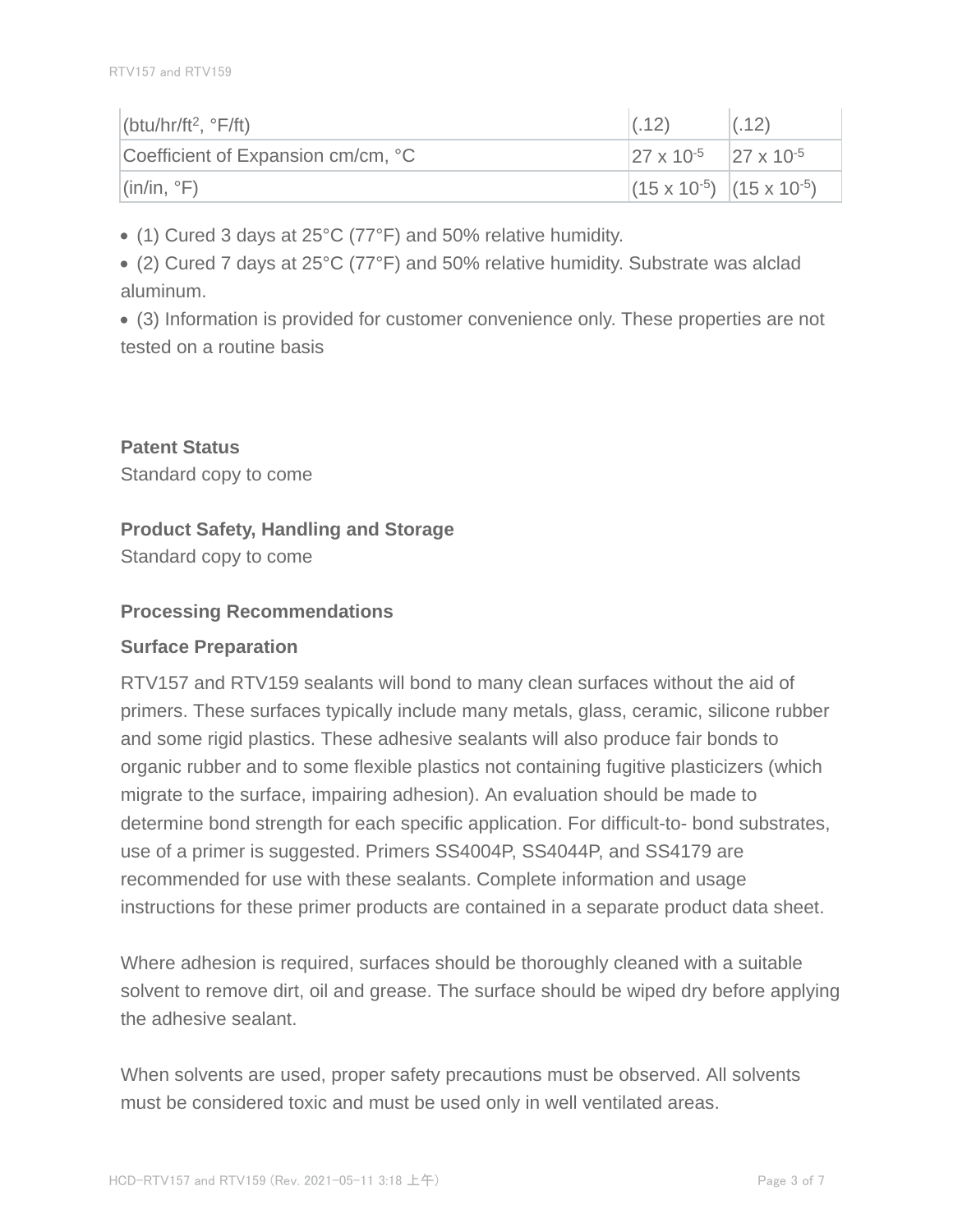| | | |
|---|---|---|
| (btu/hr/ft$^2$, °F/ft) | (.12) | (.12) |
| Coefficient of Expansion cm/cm, °C | $27 \times 10^{-5}$ | $27 \times 10^{-5}$ |
| (in/in, °F) | ($15 \times 10^{-5}$) | ($15 \times 10^{-5}$) |

- (1) Cured 3 days at 25°C (77°F) and 50% relative humidity.
- (2) Cured 7 days at 25°C (77°F) and 50% relative humidity. Substrate was alclad aluminum.
- (3) Information is provided for customer convenience only. These properties are not tested on a routine basis

**Patent Status**

Standard copy to come

**Product Safety, Handling and Storage**

Standard copy to come

**Processing Recommendations**

**Surface Preparation**

RTV157 and RTV159 sealants will bond to many clean surfaces without the aid of primers. These surfaces typically include many metals, glass, ceramic, silicone rubber and some rigid plastics. These adhesive sealants will also produce fair bonds to organic rubber and to some flexible plastics not containing fugitive plasticizers (which migrate to the surface, impairing adhesion). An evaluation should be made to determine bond strength for each specific application. For difficult-to- bond substrates, use of a primer is suggested. Primers SS4004P, SS4044P, and SS4179 are recommended for use with these sealants. Complete information and usage instructions for these primer products are contained in a separate product data sheet.

Where adhesion is required, surfaces should be thoroughly cleaned with a suitable solvent to remove dirt, oil and grease. The surface should be wiped dry before applying the adhesive sealant.

When solvents are used, proper safety precautions must be observed. All solvents must be considered toxic and must be used only in well ventilated areas.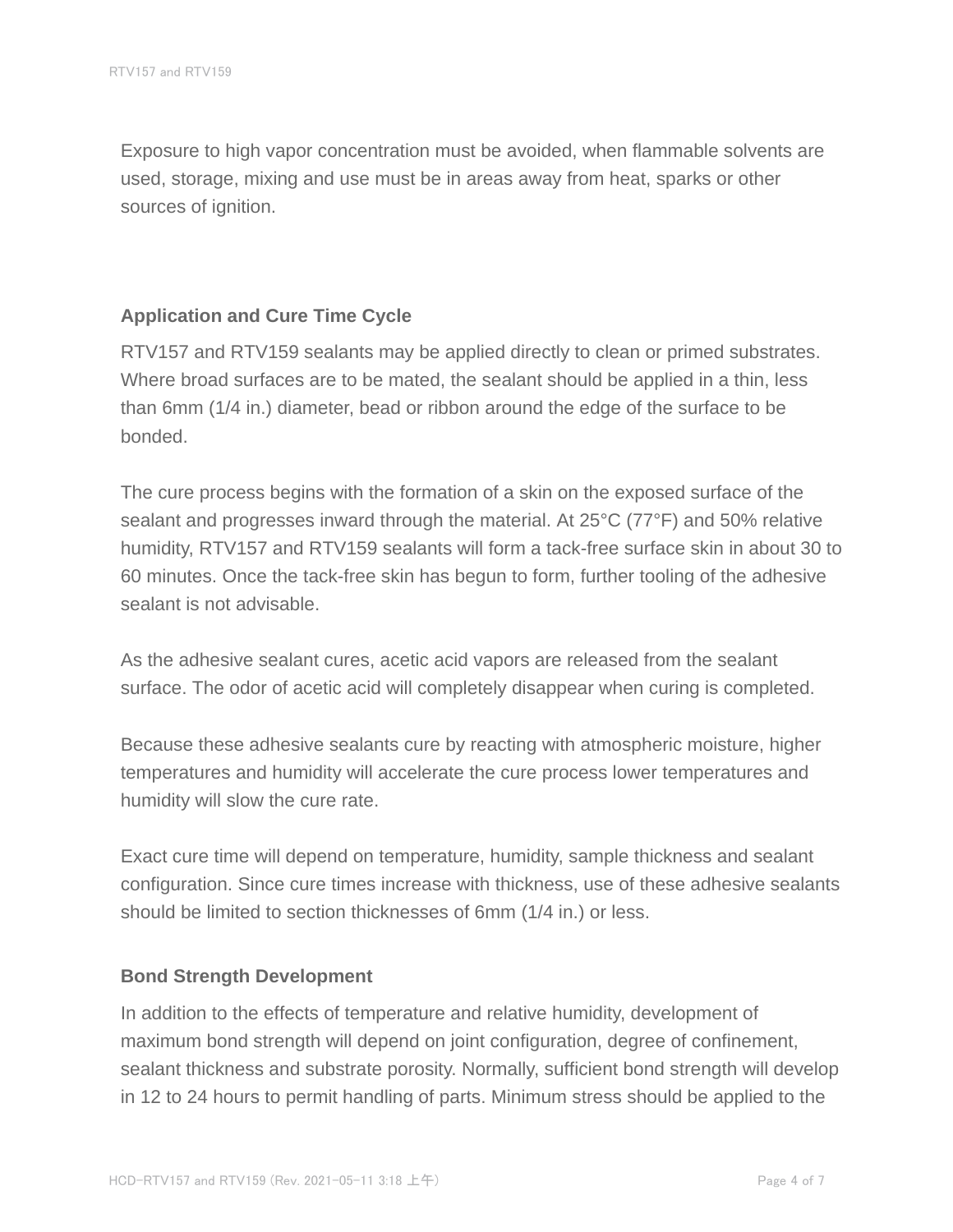Exposure to high vapor concentration must be avoided, when flammable solvents are used, storage, mixing and use must be in areas away from heat, sparks or other sources of ignition.

### Application and Cure Time Cycle

RTV157 and RTV159 sealants may be applied directly to clean or primed substrates. Where broad surfaces are to be mated, the sealant should be applied in a thin, less than 6mm (1/4 in.) diameter, bead or ribbon around the edge of the surface to be bonded.

The cure process begins with the formation of a skin on the exposed surface of the sealant and progresses inward through the material. At 25°C (77°F) and 50% relative humidity, RTV157 and RTV159 sealants will form a tack-free surface skin in about 30 to 60 minutes. Once the tack-free skin has begun to form, further tooling of the adhesive sealant is not advisable.

As the adhesive sealant cures, acetic acid vapors are released from the sealant surface. The odor of acetic acid will completely disappear when curing is completed.

Because these adhesive sealants cure by reacting with atmospheric moisture, higher temperatures and humidity will accelerate the cure process lower temperatures and humidity will slow the cure rate.

Exact cure time will depend on temperature, humidity, sample thickness and sealant configuration. Since cure times increase with thickness, use of these adhesive sealants should be limited to section thicknesses of 6mm (1/4 in.) or less.

### Bond Strength Development

In addition to the effects of temperature and relative humidity, development of maximum bond strength will depend on joint configuration, degree of confinement, sealant thickness and substrate porosity. Normally, sufficient bond strength will develop in 12 to 24 hours to permit handling of parts. Minimum stress should be applied to the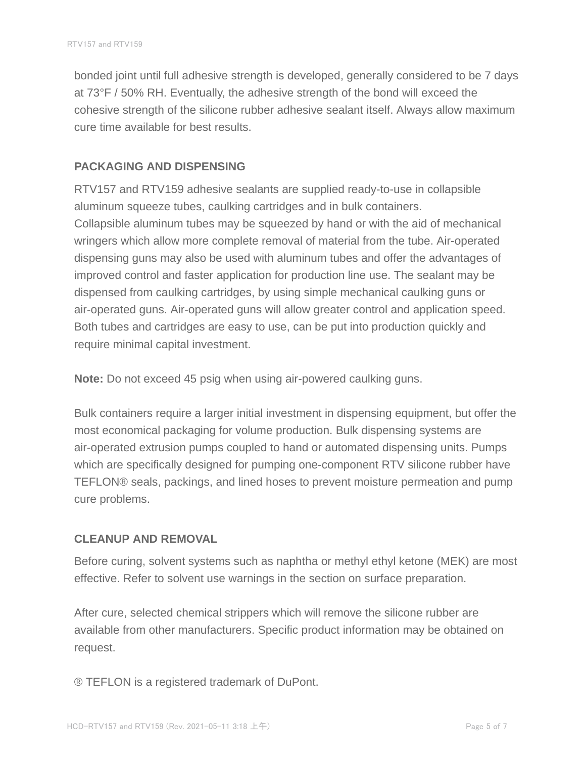bonded joint until full adhesive strength is developed, generally considered to be 7 days at 73°F / 50% RH. Eventually, the adhesive strength of the bond will exceed the cohesive strength of the silicone rubber adhesive sealant itself. Always allow maximum cure time available for best results.

## PACKAGING AND DISPENSING

RTV157 and RTV159 adhesive sealants are supplied ready-to-use in collapsible aluminum squeeze tubes, caulking cartridges and in bulk containers.
Collapsible aluminum tubes may be squeezed by hand or with the aid of mechanical wringers which allow more complete removal of material from the tube. Air-operated dispensing guns may also be used with aluminum tubes and offer the advantages of improved control and faster application for production line use. The sealant may be dispensed from caulking cartridges, by using simple mechanical caulking guns or air-operated guns. Air-operated guns will allow greater control and application speed. Both tubes and cartridges are easy to use, can be put into production quickly and require minimal capital investment.

**Note:** Do not exceed 45 psig when using air-powered caulking guns.

Bulk containers require a larger initial investment in dispensing equipment, but offer the most economical packaging for volume production. Bulk dispensing systems are air-operated extrusion pumps coupled to hand or automated dispensing units. Pumps which are specifically designed for pumping one-component RTV silicone rubber have TEFLON® seals, packings, and lined hoses to prevent moisture permeation and pump cure problems.

## CLEANUP AND REMOVAL

Before curing, solvent systems such as naphtha or methyl ethyl ketone (MEK) are most effective. Refer to solvent use warnings in the section on surface preparation.

After cure, selected chemical strippers which will remove the silicone rubber are available from other manufacturers. Specific product information may be obtained on request.

® TEFLON is a registered trademark of DuPont.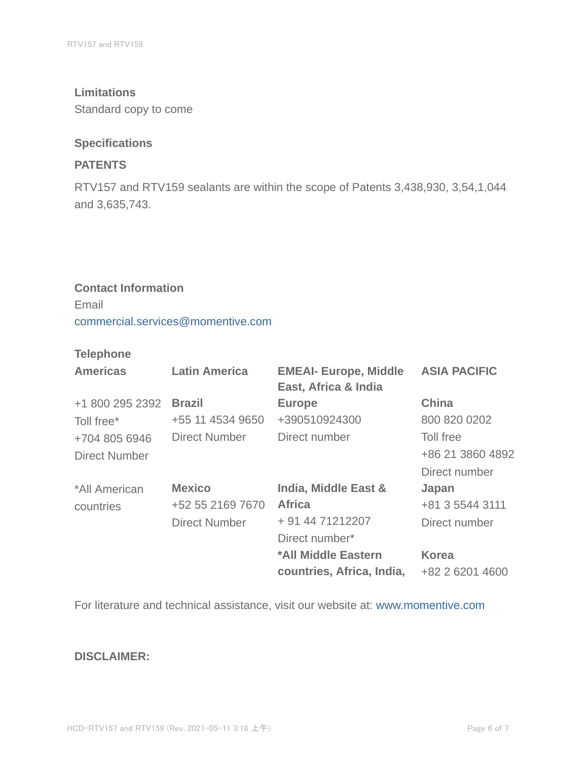**Limitations**

Standard copy to come

**Specifications**

**PATENTS**

RTV157 and RTV159 sealants are within the scope of Patents 3,438,930, 3,54,1,044 and 3,635,743.

**Contact Information**

Email

commercial.services@momentive.com

**Telephone**

| **Americas** | **Latin America** | **EMEAI- Europe, Middle East, Africa & India** | **ASIA PACIFIC** |
|---|---|---|---|
| +1 800 295 2392 Toll free* +704 805 6946 Direct Number | **Brazil** +55 11 4534 9650 Direct Number | **Europe** +390510924300 Direct number | **China** 800 820 0202 Toll free +86 21 3860 4892 Direct number |
| *All American countries | **Mexico** +52 55 2169 7670 Direct Number | **India, Middle East & Africa** + 91 44 71212207 Direct number* | **Japan** +81 3 5544 3111 Direct number |
| | | ***All Middle Eastern countries, Africa, India,** | **Korea** +82 2 6201 4600 |

For literature and technical assistance, visit our website at: www.momentive.com

**DISCLAIMER:**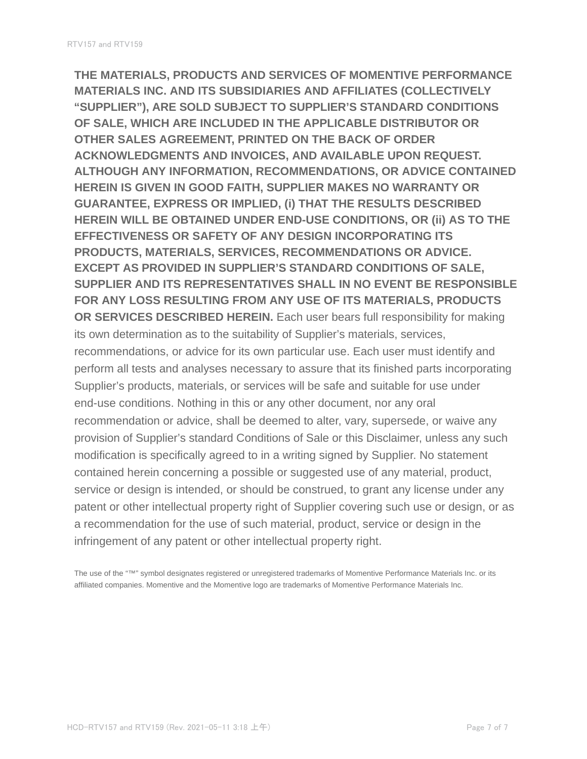**THE MATERIALS, PRODUCTS AND SERVICES OF MOMENTIVE PERFORMANCE MATERIALS INC. AND ITS SUBSIDIARIES AND AFFILIATES (COLLECTIVELY "SUPPLIER"), ARE SOLD SUBJECT TO SUPPLIER'S STANDARD CONDITIONS OF SALE, WHICH ARE INCLUDED IN THE APPLICABLE DISTRIBUTOR OR OTHER SALES AGREEMENT, PRINTED ON THE BACK OF ORDER ACKNOWLEDGMENTS AND INVOICES, AND AVAILABLE UPON REQUEST. ALTHOUGH ANY INFORMATION, RECOMMENDATIONS, OR ADVICE CONTAINED HEREIN IS GIVEN IN GOOD FAITH, SUPPLIER MAKES NO WARRANTY OR GUARANTEE, EXPRESS OR IMPLIED, (i) THAT THE RESULTS DESCRIBED HEREIN WILL BE OBTAINED UNDER END-USE CONDITIONS, OR (ii) AS TO THE EFFECTIVENESS OR SAFETY OF ANY DESIGN INCORPORATING ITS PRODUCTS, MATERIALS, SERVICES, RECOMMENDATIONS OR ADVICE. EXCEPT AS PROVIDED IN SUPPLIER'S STANDARD CONDITIONS OF SALE, SUPPLIER AND ITS REPRESENTATIVES SHALL IN NO EVENT BE RESPONSIBLE FOR ANY LOSS RESULTING FROM ANY USE OF ITS MATERIALS, PRODUCTS OR SERVICES DESCRIBED HEREIN.** Each user bears full responsibility for making its own determination as to the suitability of Supplier's materials, services, recommendations, or advice for its own particular use. Each user must identify and perform all tests and analyses necessary to assure that its finished parts incorporating Supplier's products, materials, or services will be safe and suitable for use under end-use conditions. Nothing in this or any other document, nor any oral recommendation or advice, shall be deemed to alter, vary, supersede, or waive any provision of Supplier's standard Conditions of Sale or this Disclaimer, unless any such modification is specifically agreed to in a writing signed by Supplier. No statement contained herein concerning a possible or suggested use of any material, product, service or design is intended, or should be construed, to grant any license under any patent or other intellectual property right of Supplier covering such use or design, or as a recommendation for the use of such material, product, service or design in the infringement of any patent or other intellectual property right.

The use of the "™" symbol designates registered or unregistered trademarks of Momentive Performance Materials Inc. or its affiliated companies. Momentive and the Momentive logo are trademarks of Momentive Performance Materials Inc.